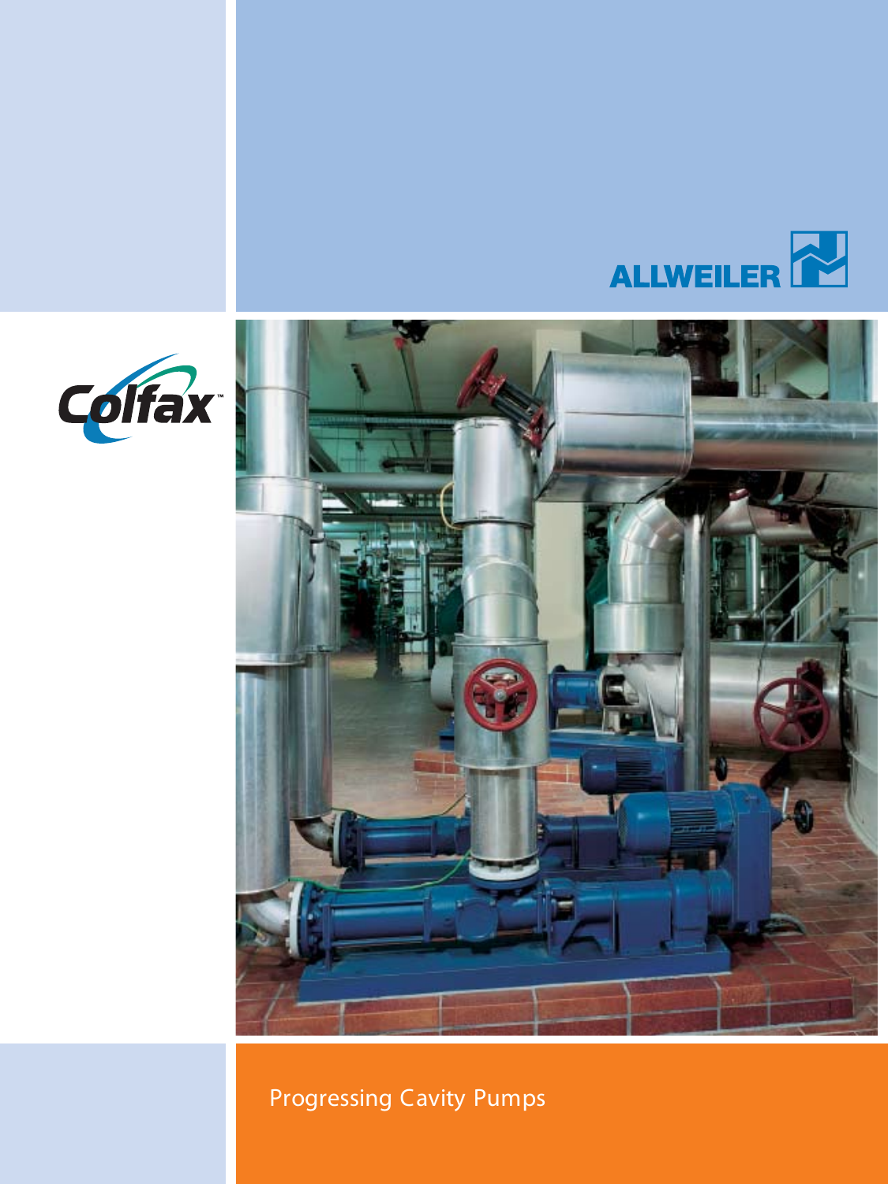ALLWEILER

Colfax™

# Progressing Cavity Pumps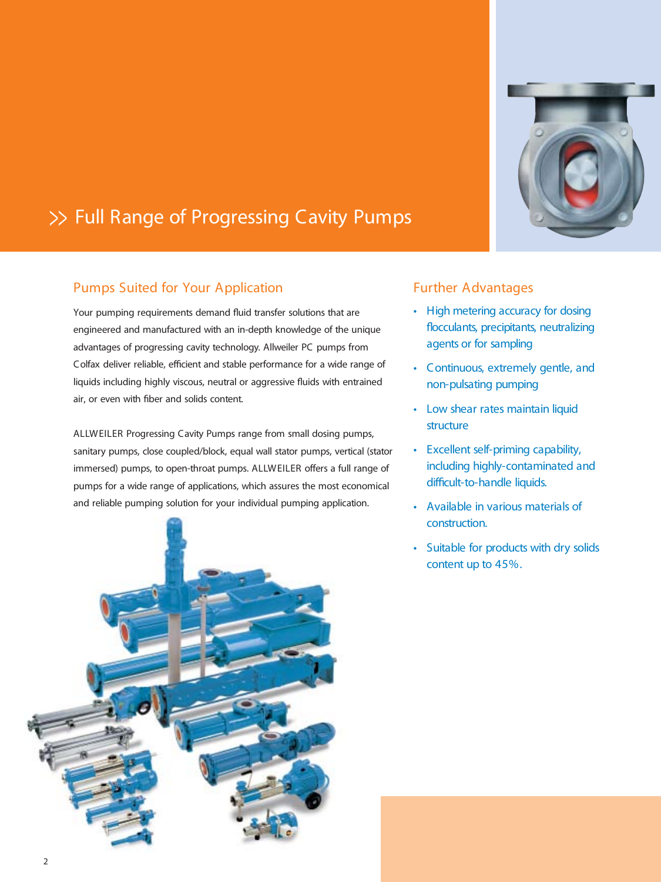# >> Full Range of Progressing Cavity Pumps

## Pumps Suited for Your Application

Your pumping requirements demand fluid transfer solutions that are engineered and manufactured with an in-depth knowledge of the unique advantages of progressing cavity technology. Allweiler PC pumps from Colfax deliver reliable, efficient and stable performance for a wide range of liquids including highly viscous, neutral or aggressive fluids with entrained air, or even with fiber and solids content.

ALLWEILER Progressing Cavity Pumps range from small dosing pumps, sanitary pumps, close coupled/block, equal wall stator pumps, vertical (stator immersed) pumps, to open-throat pumps. ALLWEILER offers a full range of pumps for a wide range of applications, which assures the most economical and reliable pumping solution for your individual pumping application.

## Further Advantages

- High metering accuracy for dosing flocculants, precipitants, neutralizing agents or for sampling
- Continuous, extremely gentle, and non-pulsating pumping
- Low shear rates maintain liquid structure
- Excellent self-priming capability, including highly-contaminated and difficult-to-handle liquids.
- Available in various materials of construction.
- Suitable for products with dry solids content up to 45%.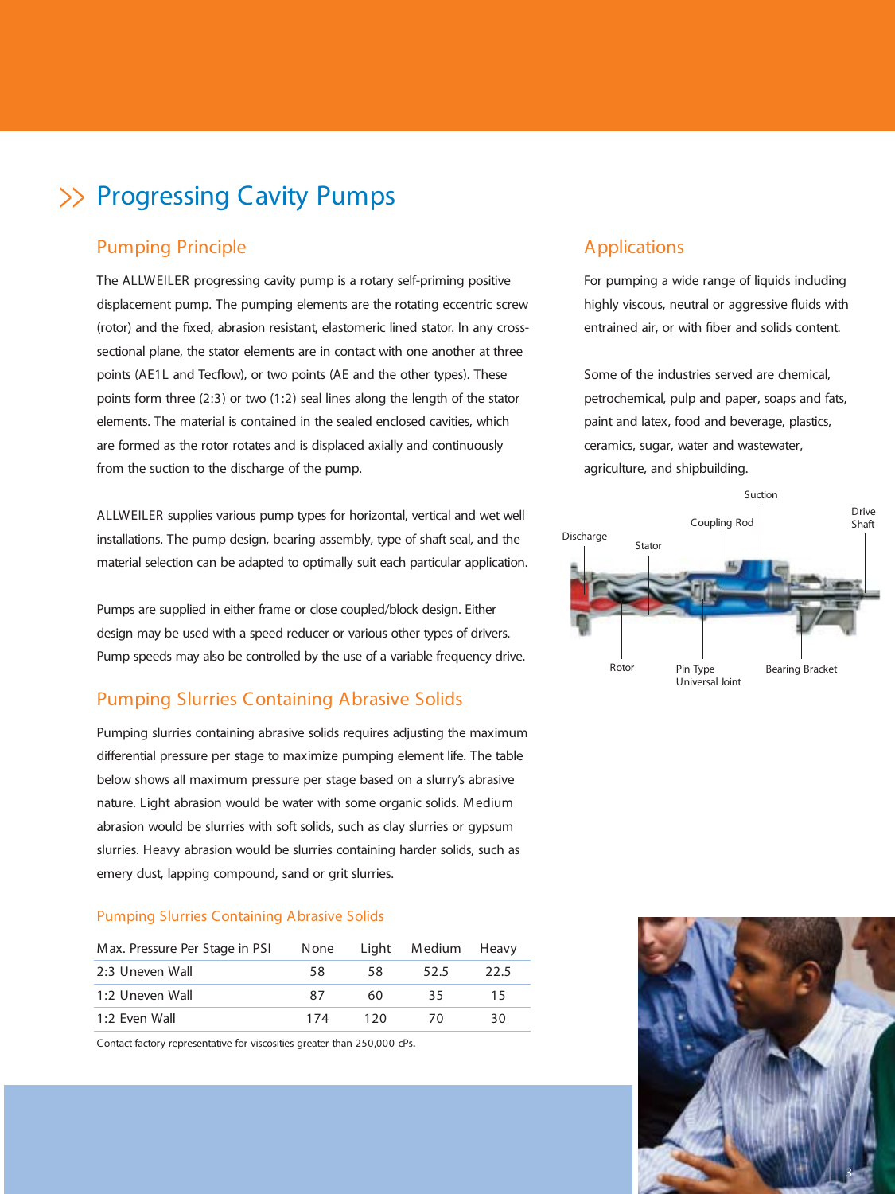# Progressing Cavity Pumps

## Pumping Principle

The ALLWEILER progressing cavity pump is a rotary self-priming positive displacement pump. The pumping elements are the rotating eccentric screw (rotor) and the fixed, abrasion resistant, elastomeric lined stator. In any cross-sectional plane, the stator elements are in contact with one another at three points (AE1L and Tecflow), or two points (AE and the other types). These points form three (2:3) or two (1:2) seal lines along the length of the stator elements. The material is contained in the sealed enclosed cavities, which are formed as the rotor rotates and is displaced axially and continuously from the suction to the discharge of the pump.

ALLWEILER supplies various pump types for horizontal, vertical and wet well installations. The pump design, bearing assembly, type of shaft seal, and the material selection can be adapted to optimally suit each particular application.

Pumps are supplied in either frame or close coupled/block design. Either design may be used with a speed reducer or various other types of drivers. Pump speeds may also be controlled by the use of a variable frequency drive.

## Pumping Slurries Containing Abrasive Solids

Pumping slurries containing abrasive solids requires adjusting the maximum differential pressure per stage to maximize pumping element life. The table below shows all maximum pressure per stage based on a slurry's abrasive nature. Light abrasion would be water with some organic solids. Medium abrasion would be slurries with soft solids, such as clay slurries or gypsum slurries. Heavy abrasion would be slurries containing harder solids, such as emery dust, lapping compound, sand or grit slurries.

### Pumping Slurries Containing Abrasive Solids

| Max. Pressure Per Stage in PSI | None | Light | Medium | Heavy |
|---|---|---|---|---|
| 2:3 Uneven Wall | 58 | 58 | 52.5 | 22.5 |
| 1:2 Uneven Wall | 87 | 60 | 35 | 15 |
| 1:2 Even Wall | 174 | 120 | 70 | 30 |

Contact factory representative for viscosities greater than 250,000 cPs.

## Applications

For pumping a wide range of liquids including highly viscous, neutral or aggressive fluids with entrained air, or with fiber and solids content.

Some of the industries served are chemical, petrochemical, pulp and paper, soaps and fats, paint and latex, food and beverage, plastics, ceramics, sugar, water and wastewater, agriculture, and shipbuilding.

Discharge, Stator, Coupling Rod, Suction, Drive Shaft, Rotor, Pin Type Universal Joint, Bearing Bracket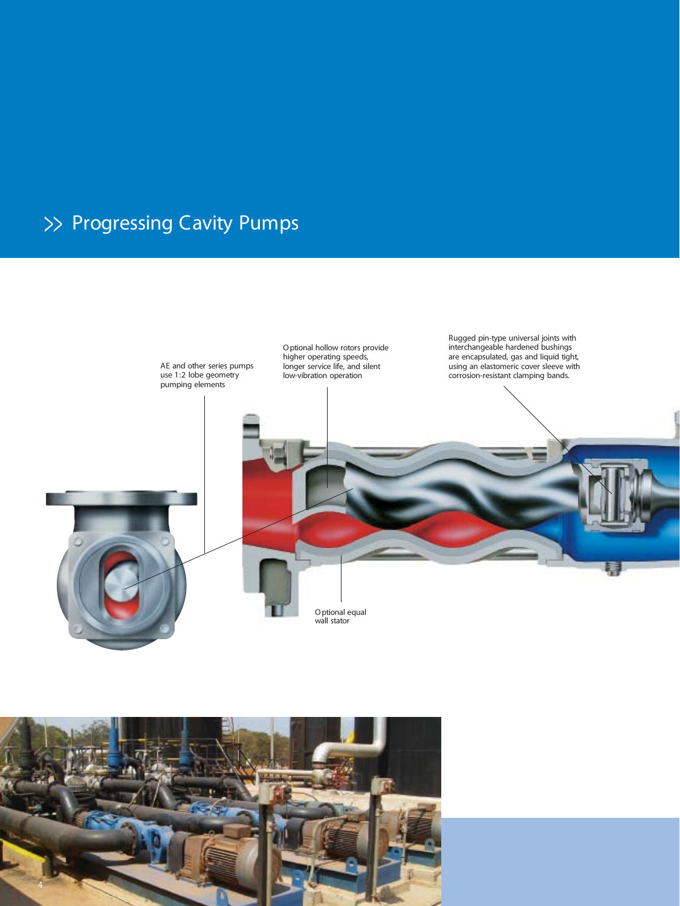# Progressing Cavity Pumps

AE and other series pumps use 1:2 lobe geometry pumping elements

Optional hollow rotors provide higher operating speeds, longer service life, and silent low-vibration operation

Rugged pin-type universal joints with interchangeable hardened bushings are encapsulated, gas and liquid tight, using an elastomeric cover sleeve with corrosion-resistant clamping bands.

Optional equal wall stator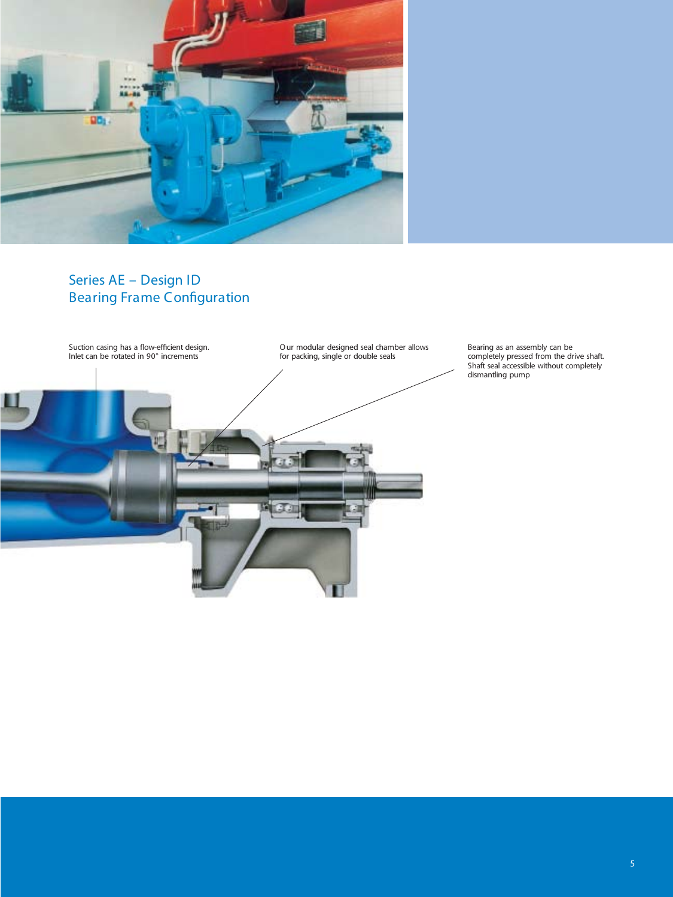## Series AE – Design ID
## Bearing Frame Configuration

Suction casing has a flow-efficient design. Inlet can be rotated in 90° increments

Our modular designed seal chamber allows for packing, single or double seals

Bearing as an assembly can be completely pressed from the drive shaft. Shaft seal accessible without completely dismantling pump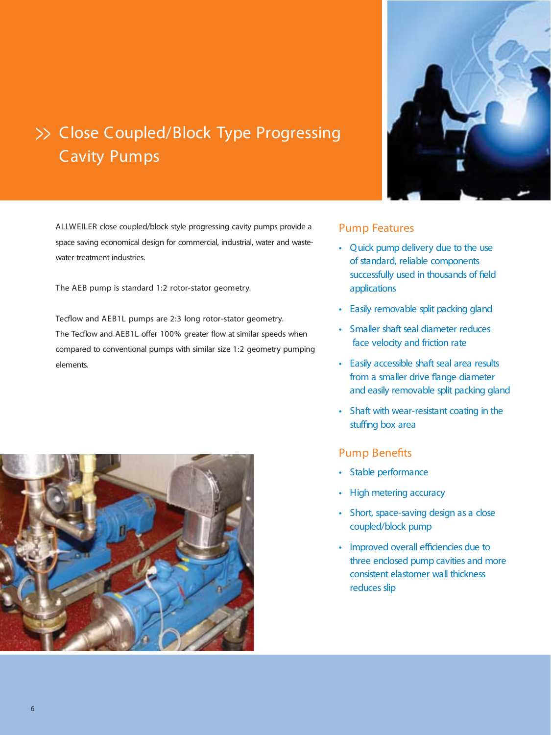# Close Coupled/Block Type Progressing Cavity Pumps

ALLWEILER close coupled/block style progressing cavity pumps provide a space saving economical design for commercial, industrial, water and waste-water treatment industries.

The AEB pump is standard 1:2 rotor-stator geometry.

Tecflow and AEB1L pumps are 2:3 long rotor-stator geometry. The Tecflow and AEB1L offer 100% greater flow at similar speeds when compared to conventional pumps with similar size 1:2 geometry pumping elements.

## Pump Features

- Quick pump delivery due to the use of standard, reliable components successfully used in thousands of field applications
- Easily removable split packing gland
- Smaller shaft seal diameter reduces face velocity and friction rate
- Easily accessible shaft seal area results from a smaller drive flange diameter and easily removable split packing gland
- Shaft with wear-resistant coating in the stuffing box area

## Pump Benefits

- Stable performance
- High metering accuracy
- Short, space-saving design as a close coupled/block pump
- Improved overall efficiencies due to three enclosed pump cavities and more consistent elastomer wall thickness reduces slip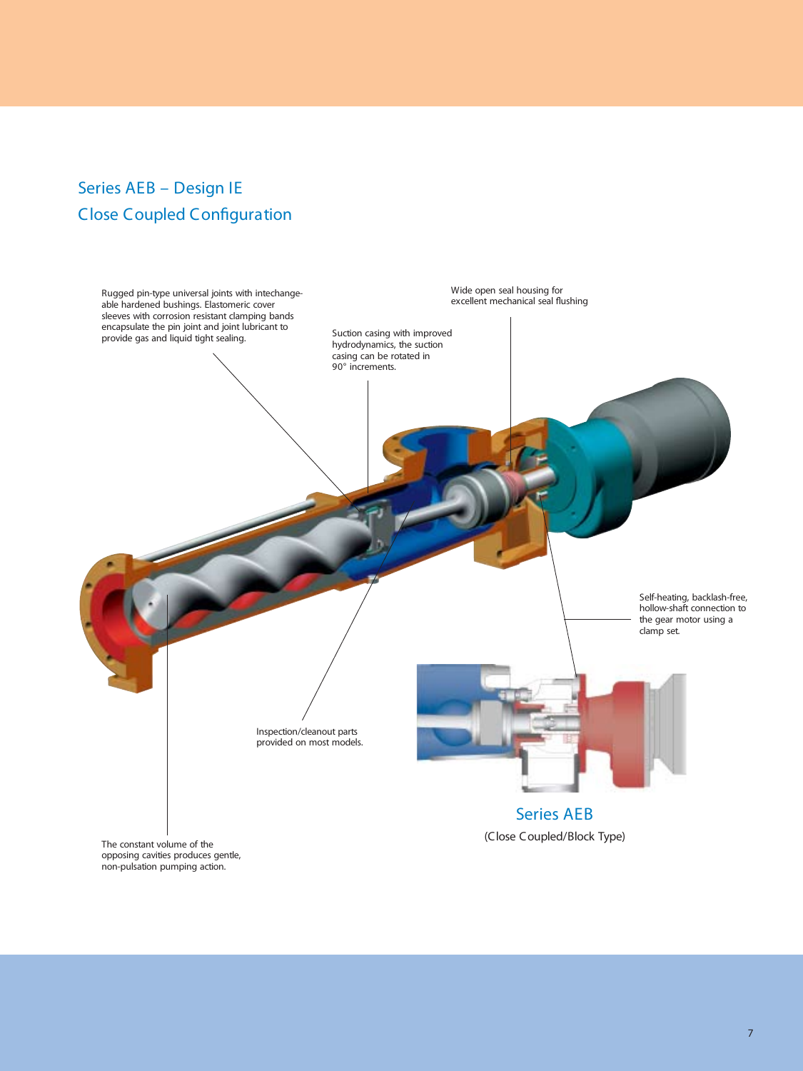## Series AEB – Design IE

## Close Coupled Configuration

Rugged pin-type universal joints with intechange-able hardened bushings. Elastomeric cover sleeves with corrosion resistant clamping bands encapsulate the pin joint and joint lubricant to provide gas and liquid tight sealing.

Wide open seal housing for excellent mechanical seal flushing

Suction casing with improved hydrodynamics, the suction casing can be rotated in 90° increments.

Self-heating, backlash-free, hollow-shaft connection to the gear motor using a clamp set.

Inspection/cleanout parts provided on most models.

The constant volume of the opposing cavities produces gentle, non-pulsation pumping action.

Series AEB

(Close Coupled/Block Type)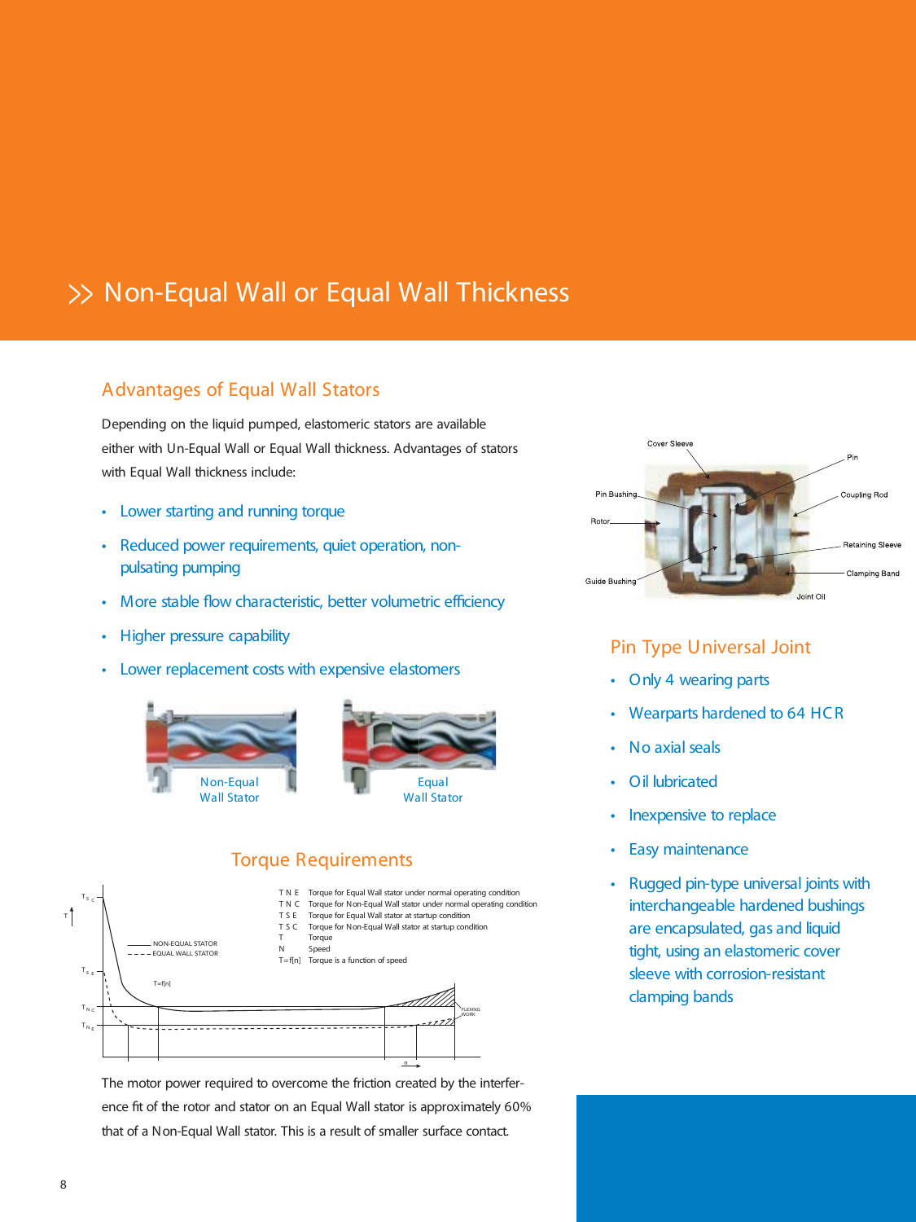# Non-Equal Wall or Equal Wall Thickness

## Advantages of Equal Wall Stators

Depending on the liquid pumped, elastomeric stators are available either with Un-Equal Wall or Equal Wall thickness. Advantages of stators with Equal Wall thickness include:

- Lower starting and running torque
- Reduced power requirements, quiet operation, non-pulsating pumping
- More stable flow characteristic, better volumetric efficiency
- Higher pressure capability
- Lower replacement costs with expensive elastomers

Non-Equal Wall Stator

Equal Wall Stator

## Torque Requirements

- TNE: Torque for Equal Wall stator under normal operating condition
- TNC: Torque for Non-Equal Wall stator under normal operating condition
- TSE: Torque for Equal Wall stator at startup condition
- TSC: Torque for Non-Equal Wall stator at startup condition
- T: Torque
- N: Speed
- T=f[n]: Torque is a function of speed

The motor power required to overcome the friction created by the interference fit of the rotor and stator on an Equal Wall stator is approximately 60% that of a Non-Equal Wall stator. This is a result of smaller surface contact.

## Pin Type Universal Joint

- Only 4 wearing parts
- Wearparts hardened to 64 HCR
- No axial seals
- Oil lubricated
- Inexpensive to replace
- Easy maintenance
- Rugged pin-type universal joints with interchangeable hardened bushings are encapsulated, gas and liquid tight, using an elastomeric cover sleeve with corrosion-resistant clamping bands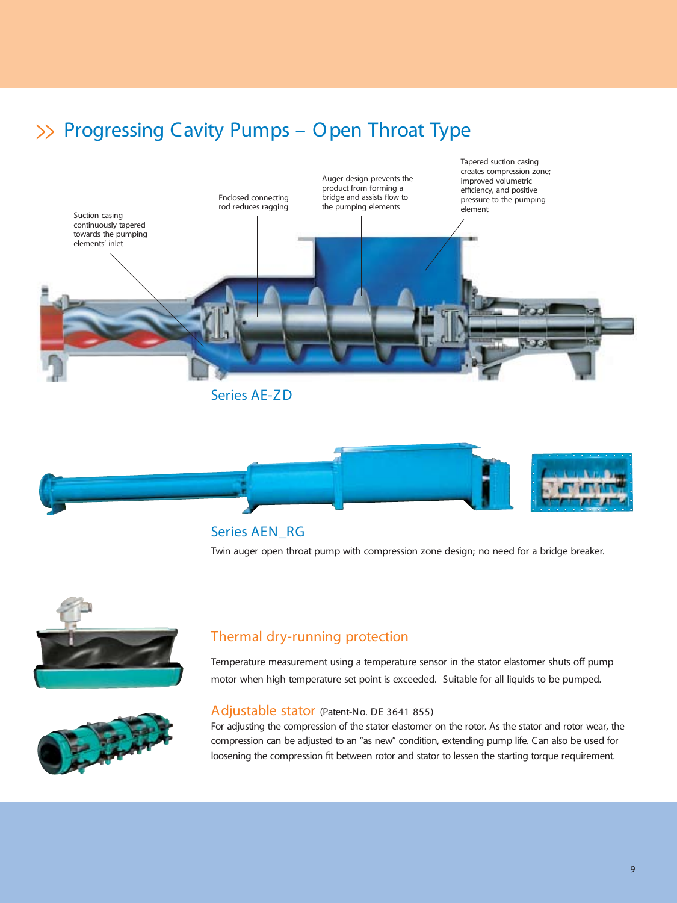## Progressing Cavity Pumps – Open Throat Type

Suction casing continuously tapered towards the pumping elements' inlet

Enclosed connecting rod reduces ragging

Auger design prevents the product from forming a bridge and assists flow to the pumping elements

Tapered suction casing creates compression zone; improved volumetric efficiency, and positive pressure to the pumping element

### Series AE-ZD

### Series AEN_RG

Twin auger open throat pump with compression zone design; no need for a bridge breaker.

### Thermal dry-running protection

Temperature measurement using a temperature sensor in the stator elastomer shuts off pump motor when high temperature set point is exceeded. Suitable for all liquids to be pumped.

### Adjustable stator (Patent-No. DE 3641 855)

For adjusting the compression of the stator elastomer on the rotor. As the stator and rotor wear, the compression can be adjusted to an "as new" condition, extending pump life. Can also be used for loosening the compression fit between rotor and stator to lessen the starting torque requirement.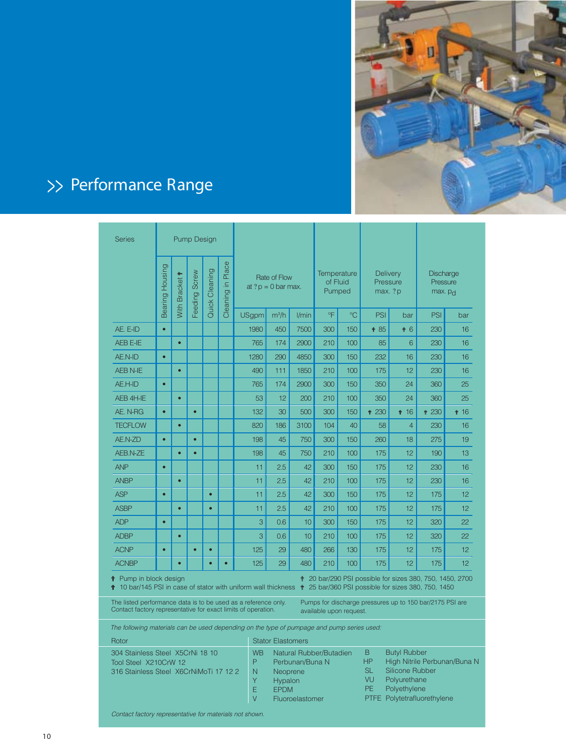# >> Performance Range

| Series | Pump Design | | | | | Rate of Flow at ?p = 0 bar max. | | | Temperature of Fluid Pumped | | Delivery Pressure max. ?p | | Discharge Pressure max. $p_d$ | |
|---|---|---|---|---|---|---|---|---|---|---|---|---|---|---|
| | Bearing Housing | With Bracket † | Feeding Screw | Quick Cleaning | Cleaning in Place | USgpm | m³/h | l/min | °F | °C | PSI | bar | PSI | bar |
| AE. E-ID | • | | | | | 1980 | 450 | 7500 | 300 | 150 | † 85 | † 6 | 230 | 16 |
| AEB E-IE | | • | | | | 765 | 174 | 2900 | 210 | 100 | 85 | 6 | 230 | 16 |
| AE.N-ID | • | | | | | 1280 | 290 | 4850 | 300 | 150 | 232 | 16 | 230 | 16 |
| AEB N-IE | | • | | | | 490 | 111 | 1850 | 210 | 100 | 175 | 12 | 230 | 16 |
| AE.H-ID | • | | | | | 765 | 174 | 2900 | 300 | 150 | 350 | 24 | 360 | 25 |
| AEB 4H-IE | | • | | | | 53 | 12 | 200 | 210 | 100 | 350 | 24 | 360 | 25 |
| AE. N-RG | • | | • | | | 132 | 30 | 500 | 300 | 150 | † 230 | † 16 | † 230 | † 16 |
| TECFLOW | | • | | | | 820 | 186 | 3100 | 104 | 40 | 58 | 4 | 230 | 16 |
| AE.N-ZD | • | | • | | | 198 | 45 | 750 | 300 | 150 | 260 | 18 | 275 | 19 |
| AEB.N-ZE | | • | • | | | 198 | 45 | 750 | 210 | 100 | 175 | 12 | 190 | 13 |
| ANP | • | | | | | 11 | 2.5 | 42 | 300 | 150 | 175 | 12 | 230 | 16 |
| ANBP | | • | | | | 11 | 2.5 | 42 | 210 | 100 | 175 | 12 | 230 | 16 |
| ASP | • | | | • | | 11 | 2.5 | 42 | 300 | 150 | 175 | 12 | 175 | 12 |
| ASBP | | • | | • | | 11 | 2.5 | 42 | 210 | 100 | 175 | 12 | 175 | 12 |
| ADP | • | | | | | 3 | 0.6 | 10 | 300 | 150 | 175 | 12 | 320 | 22 |
| ADBP | | • | | | | 3 | 0.6 | 10 | 210 | 100 | 175 | 12 | 320 | 22 |
| ACNP | • | | • | • | | 125 | 29 | 480 | 266 | 130 | 175 | 12 | 175 | 12 |
| ACNBP | | • | | • | • | 125 | 29 | 480 | 210 | 100 | 175 | 12 | 175 | 12 |

† Pump in block design
† 10 bar/145 PSI in case of stator with uniform wall thickness
† 20 bar/290 PSI possible for sizes 380, 750, 1450, 2700
† 25 bar/360 PSI possible for sizes 380, 750, 1450

The listed performance data is to be used as a reference only. Contact factory representative for exact limits of operation.

Pumps for discharge pressures up to 150 bar/2175 PSI are available upon request.

*The following materials can be used depending on the type of pumpage and pump series used:*

**Rotor**

304 Stainless Steel X5CrNi 18 10
Tool Steel X210CrW 12
316 Stainless Steel X6CrNiMoTi 17 12 2

**Stator Elastomers**

| | | | |
|---|---|---|---|
| WB | Natural Rubber/Butadien | B | Butyl Rubber |
| P | Perbunan/Buna N | HP | High Nitrile Perbunan/Buna N |
| N | Neoprene | SL | Silicone Rubber |
| Y | Hypalon | VU | Polyurethane |
| E | EPDM | PE | Polyethylene |
| V | Fluoroelastomer | PTFE | Polytetrafluorethylene |

*Contact factory representative for materials not shown.*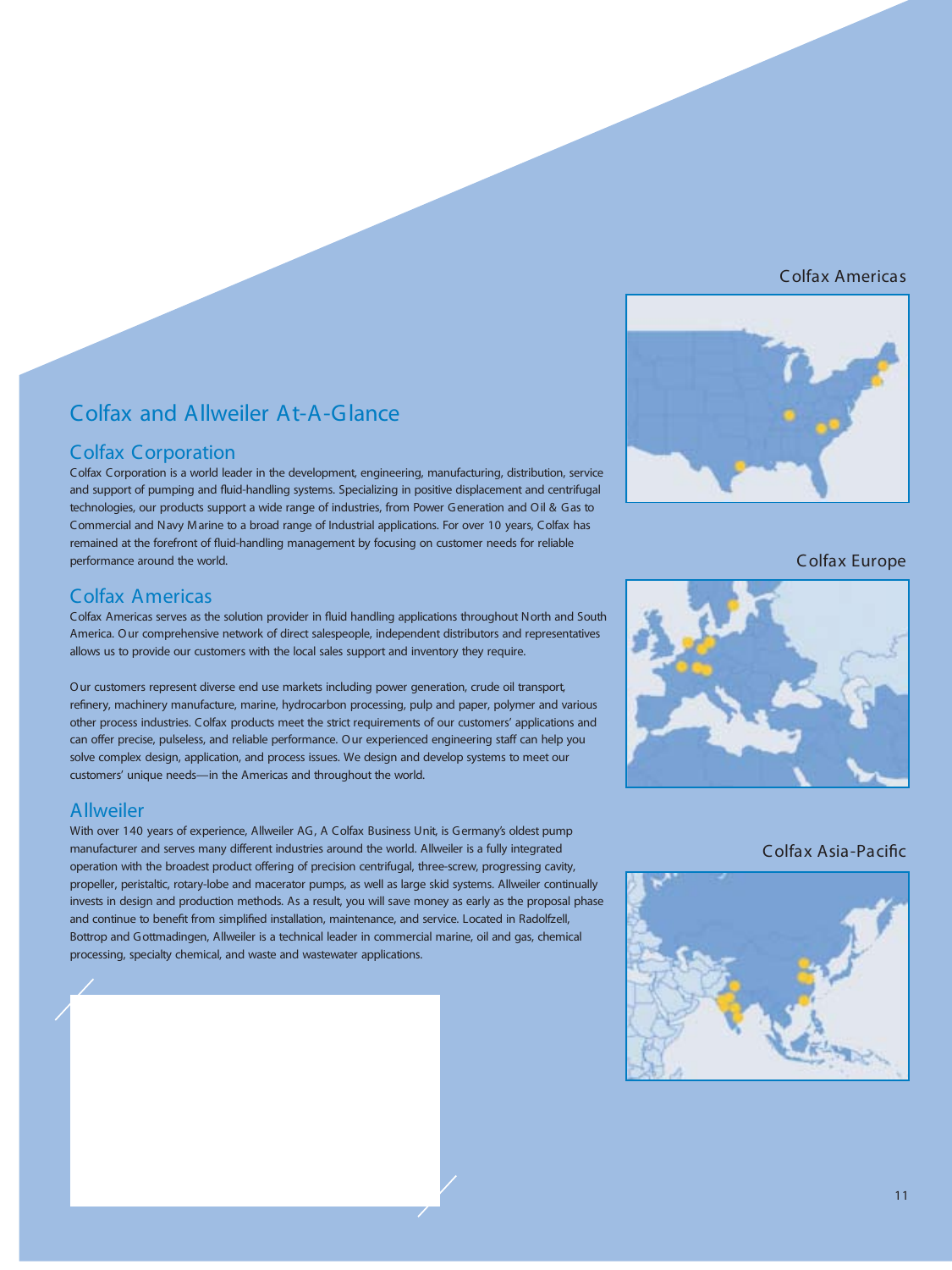# Colfax and Allweiler At-A-Glance

## Colfax Corporation

Colfax Corporation is a world leader in the development, engineering, manufacturing, distribution, service and support of pumping and fluid-handling systems. Specializing in positive displacement and centrifugal technologies, our products support a wide range of industries, from Power Generation and Oil & Gas to Commercial and Navy Marine to a broad range of Industrial applications. For over 10 years, Colfax has remained at the forefront of fluid-handling management by focusing on customer needs for reliable performance around the world.

## Colfax Americas

Colfax Americas serves as the solution provider in fluid handling applications throughout North and South America. Our comprehensive network of direct salespeople, independent distributors and representatives allows us to provide our customers with the local sales support and inventory they require.

Our customers represent diverse end use markets including power generation, crude oil transport, refinery, machinery manufacture, marine, hydrocarbon processing, pulp and paper, polymer and various other process industries. Colfax products meet the strict requirements of our customers' applications and can offer precise, pulseless, and reliable performance. Our experienced engineering staff can help you solve complex design, application, and process issues. We design and develop systems to meet our customers' unique needs—in the Americas and throughout the world.

## Allweiler

With over 140 years of experience, Allweiler AG, A Colfax Business Unit, is Germany's oldest pump manufacturer and serves many different industries around the world. Allweiler is a fully integrated operation with the broadest product offering of precision centrifugal, three-screw, progressing cavity, propeller, peristaltic, rotary-lobe and macerator pumps, as well as large skid systems. Allweiler continually invests in design and production methods. As a result, you will save money as early as the proposal phase and continue to benefit from simplified installation, maintenance, and service. Located in Radolfzell, Bottrop and Gottmadingen, Allweiler is a technical leader in commercial marine, oil and gas, chemical processing, specialty chemical, and waste and wastewater applications.

Colfax Americas

Colfax Europe

Colfax Asia-Pacific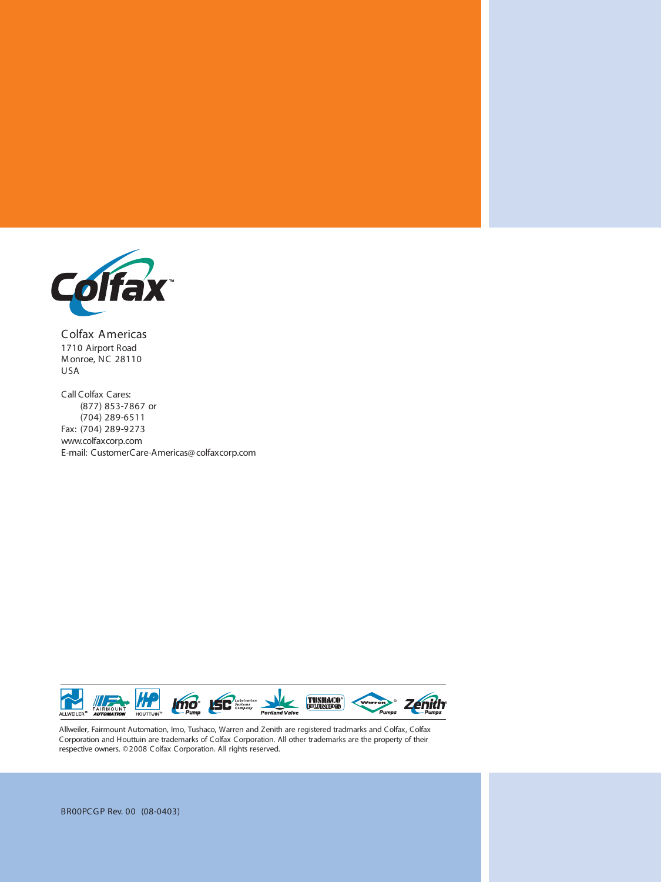Colfax Americas
1710 Airport Road
Monroe, NC 28110
USA

Call Colfax Cares:
(877) 853-7867 or
(704) 289-6511
Fax: (704) 289-9273
www.colfaxcorp.com
E-mail: CustomerCare-Americas@colfaxcorp.com

Allweiler, Fairmount Automation, Imo, Tushaco, Warren and Zenith are registered tradmarks and Colfax, Colfax Corporation and Houttuin are trademarks of Colfax Corporation. All other trademarks are the property of their respective owners. ©2008 Colfax Corporation. All rights reserved.

BR00PCGP Rev. 00 (08-0403)